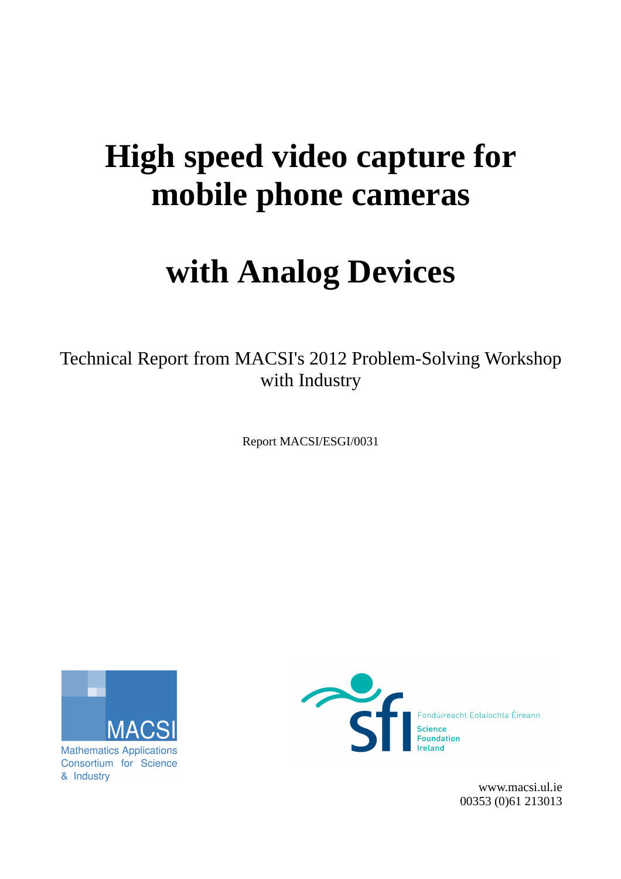# High speed video capture for mobile phone cameras

# with Analog Devices

Technical Report from MACSI's 2012 Problem-Solving Workshop with Industry

Report MACSI/ESGI/0031

Mathematics Applications Consortium for Science & Industry

Fondúireacht Eolaíochta Éireann
Science Foundation Ireland

www.macsi.ul.ie
00353 (0)61 213013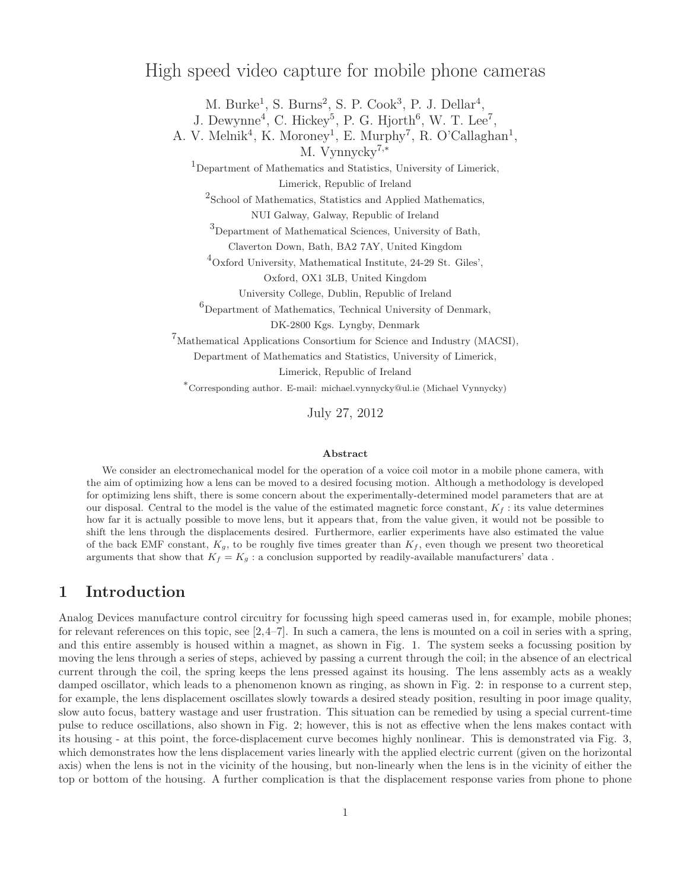# High speed video capture for mobile phone cameras

M. Burke[1], S. Burns[2], S. P. Cook[3], P. J. Dellar[4],
J. Dewynne[4], C. Hickey[5], P. G. Hjorth[6], W. T. Lee[7],
A. V. Melnik[4], K. Moroney[1], E. Murphy[7], R. O'Callaghan[1],
M. Vynnycky[7,*]

[1]Department of Mathematics and Statistics, University of Limerick,
Limerick, Republic of Ireland

[2]School of Mathematics, Statistics and Applied Mathematics,
NUI Galway, Galway, Republic of Ireland

[3]Department of Mathematical Sciences, University of Bath,
Claverton Down, Bath, BA2 7AY, United Kingdom

[4]Oxford University, Mathematical Institute, 24-29 St. Giles',
Oxford, OX1 3LB, United Kingdom

University College, Dublin, Republic of Ireland

[6]Department of Mathematics, Technical University of Denmark,
DK-2800 Kgs. Lyngby, Denmark

[7]Mathematical Applications Consortium for Science and Industry (MACSI),
Department of Mathematics and Statistics, University of Limerick,
Limerick, Republic of Ireland

[*]Corresponding author. E-mail: michael.vynnycky@ul.ie (Michael Vynnycky)

July 27, 2012

### Abstract

We consider an electromechanical model for the operation of a voice coil motor in a mobile phone camera, with the aim of optimizing how a lens can be moved to a desired focusing motion. Although a methodology is developed for optimizing lens shift, there is some concern about the experimentally-determined model parameters that are at our disposal. Central to the model is the value of the estimated magnetic force constant, $K_f$ : its value determines how far it is actually possible to move lens, but it appears that, from the value given, it would not be possible to shift the lens through the displacements desired. Furthermore, earlier experiments have also estimated the value of the back EMF constant, $K_g$, to be roughly five times greater than $K_f$, even though we present two theoretical arguments that show that $K_f = K_g$ : a conclusion supported by readily-available manufacturers' data .

## 1 Introduction

Analog Devices manufacture control circuitry for focussing high speed cameras used in, for example, mobile phones; for relevant references on this topic, see [2,4–7]. In such a camera, the lens is mounted on a coil in series with a spring, and this entire assembly is housed within a magnet, as shown in Fig. 1. The system seeks a focussing position by moving the lens through a series of steps, achieved by passing a current through the coil; in the absence of an electrical current through the coil, the spring keeps the lens pressed against its housing. The lens assembly acts as a weakly damped oscillator, which leads to a phenomenon known as ringing, as shown in Fig. 2: in response to a current step, for example, the lens displacement oscillates slowly towards a desired steady position, resulting in poor image quality, slow auto focus, battery wastage and user frustration. This situation can be remedied by using a special current-time pulse to reduce oscillations, also shown in Fig. 2; however, this is not as effective when the lens makes contact with its housing - at this point, the force-displacement curve becomes highly nonlinear. This is demonstrated via Fig. 3, which demonstrates how the lens displacement varies linearly with the applied electric current (given on the horizontal axis) when the lens is not in the vicinity of the housing, but non-linearly when the lens is in the vicinity of either the top or bottom of the housing. A further complication is that the displacement response varies from phone to phone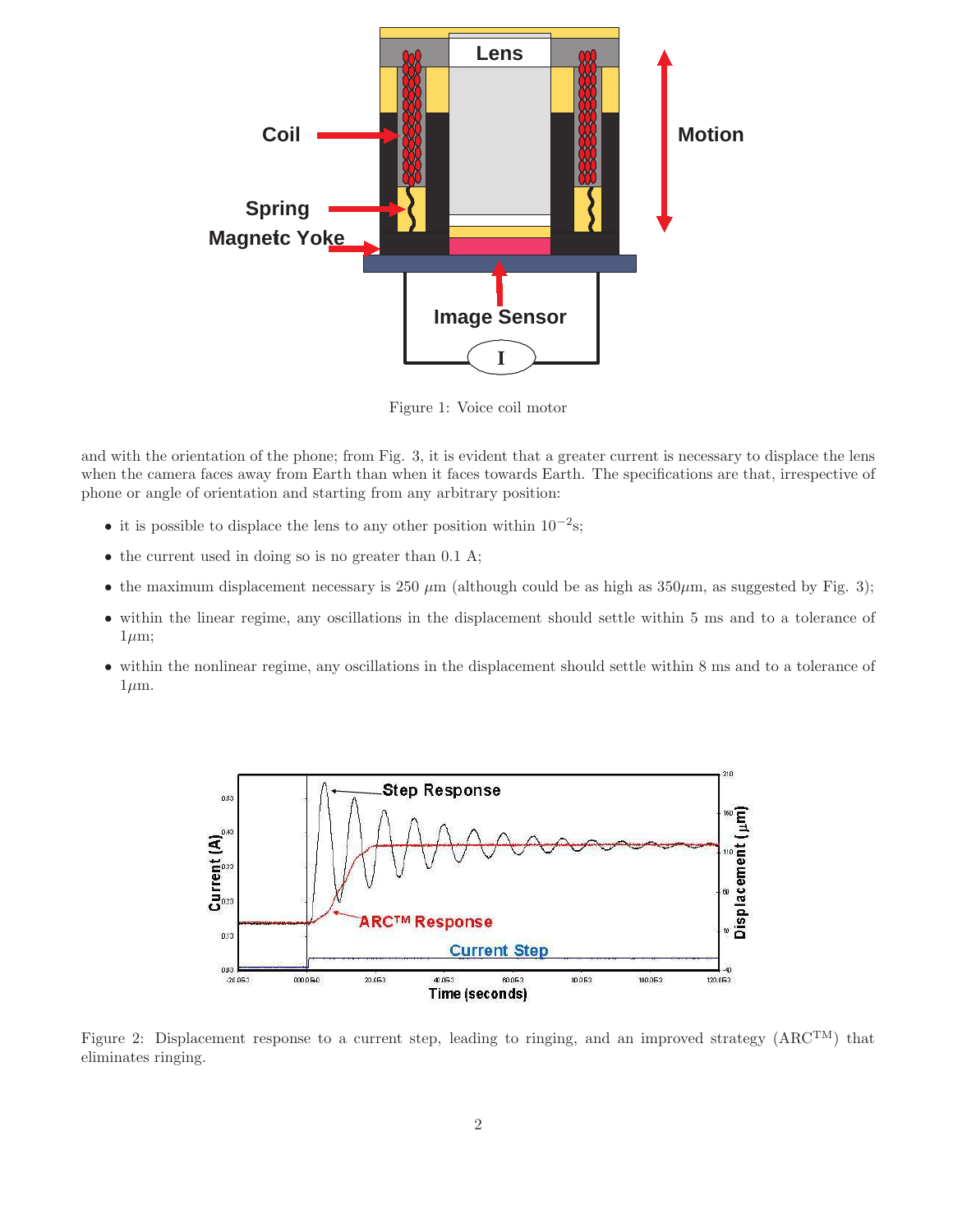Figure 1: Voice coil motor

and with the orientation of the phone; from Fig. 3, it is evident that a greater current is necessary to displace the lens when the camera faces away from Earth than when it faces towards Earth. The specifications are that, irrespective of phone or angle of orientation and starting from any arbitrary position:

- it is possible to displace the lens to any other position within $10^{-2}$s;
- the current used in doing so is no greater than 0.1 A;
- the maximum displacement necessary is 250 $\mu$m (although could be as high as 350$\mu$m, as suggested by Fig. 3);
- within the linear regime, any oscillations in the displacement should settle within 5 ms and to a tolerance of 1$\mu$m;
- within the nonlinear regime, any oscillations in the displacement should settle within 8 ms and to a tolerance of 1$\mu$m.

Figure 2: Displacement response to a current step, leading to ringing, and an improved strategy (ARC[TM]) that eliminates ringing.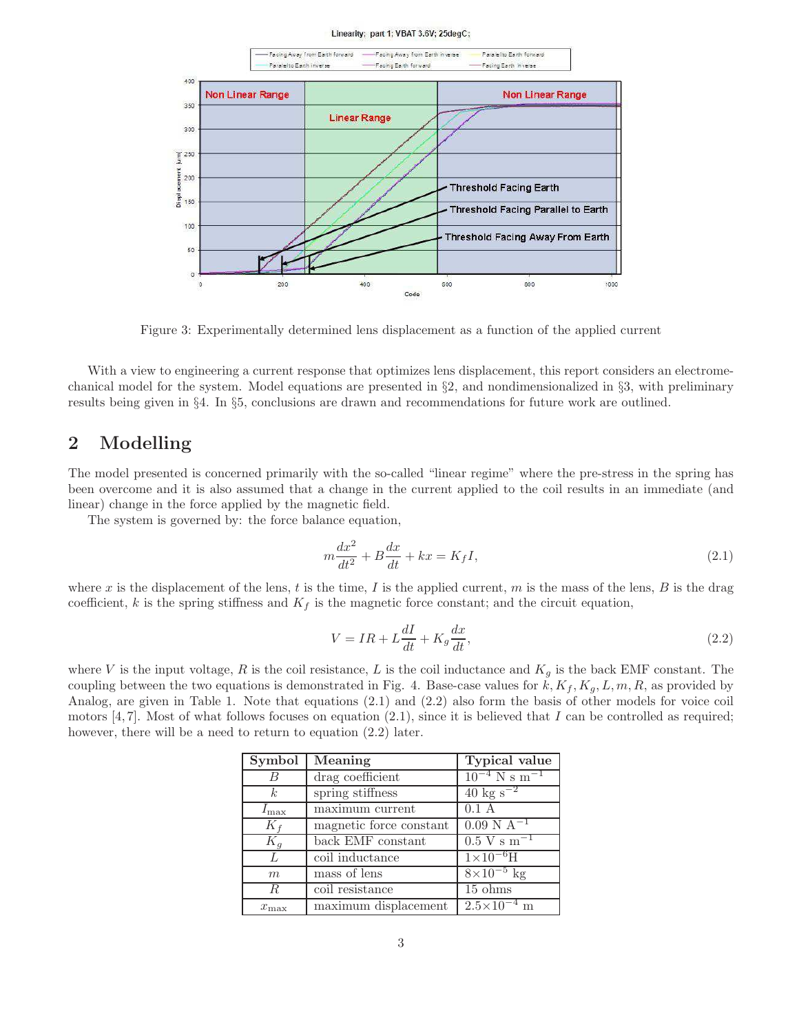Figure 3: Experimentally determined lens displacement as a function of the applied current

With a view to engineering a current response that optimizes lens displacement, this report considers an electromechanical model for the system. Model equations are presented in §2, and nondimensionalized in §3, with preliminary results being given in §4. In §5, conclusions are drawn and recommendations for future work are outlined.

## 2 Modelling

The model presented is concerned primarily with the so-called "linear regime" where the pre-stress in the spring has been overcome and it is also assumed that a change in the current applied to the coil results in an immediate (and linear) change in the force applied by the magnetic field.

The system is governed by: the force balance equation,

$$m\frac{dx^2}{dt^2} + B\frac{dx}{dt} + kx = K_f I, \tag{2.1}$$

where $x$ is the displacement of the lens, $t$ is the time, $I$ is the applied current, $m$ is the mass of the lens, $B$ is the drag coefficient, $k$ is the spring stiffness and $K_f$ is the magnetic force constant; and the circuit equation,

$$V = IR + L\frac{dI}{dt} + K_g\frac{dx}{dt}, \tag{2.2}$$

where $V$ is the input voltage, $R$ is the coil resistance, $L$ is the coil inductance and $K_g$ is the back EMF constant. The coupling between the two equations is demonstrated in Fig. 4. Base-case values for $k, K_f, K_g, L, m, R$, as provided by Analog, are given in Table 1. Note that equations (2.1) and (2.2) also form the basis of other models for voice coil motors [4, 7]. Most of what follows focuses on equation (2.1), since it is believed that $I$ can be controlled as required; however, there will be a need to return to equation (2.2) later.

| Symbol | Meaning | Typical value |
|---|---|---|
| $B$ | drag coefficient | $10^{-4}$ N s m$^{-1}$ |
| $k$ | spring stiffness | 40 kg s$^{-2}$ |
| $I_{\max}$ | maximum current | 0.1 A |
| $K_f$ | magnetic force constant | 0.09 N A$^{-1}$ |
| $K_g$ | back EMF constant | 0.5 V s m$^{-1}$ |
| $L$ | coil inductance | $1\times10^{-6}$H |
| $m$ | mass of lens | $8\times10^{-5}$ kg |
| $R$ | coil resistance | 15 ohms |
| $x_{\max}$ | maximum displacement | $2.5\times10^{-4}$ m |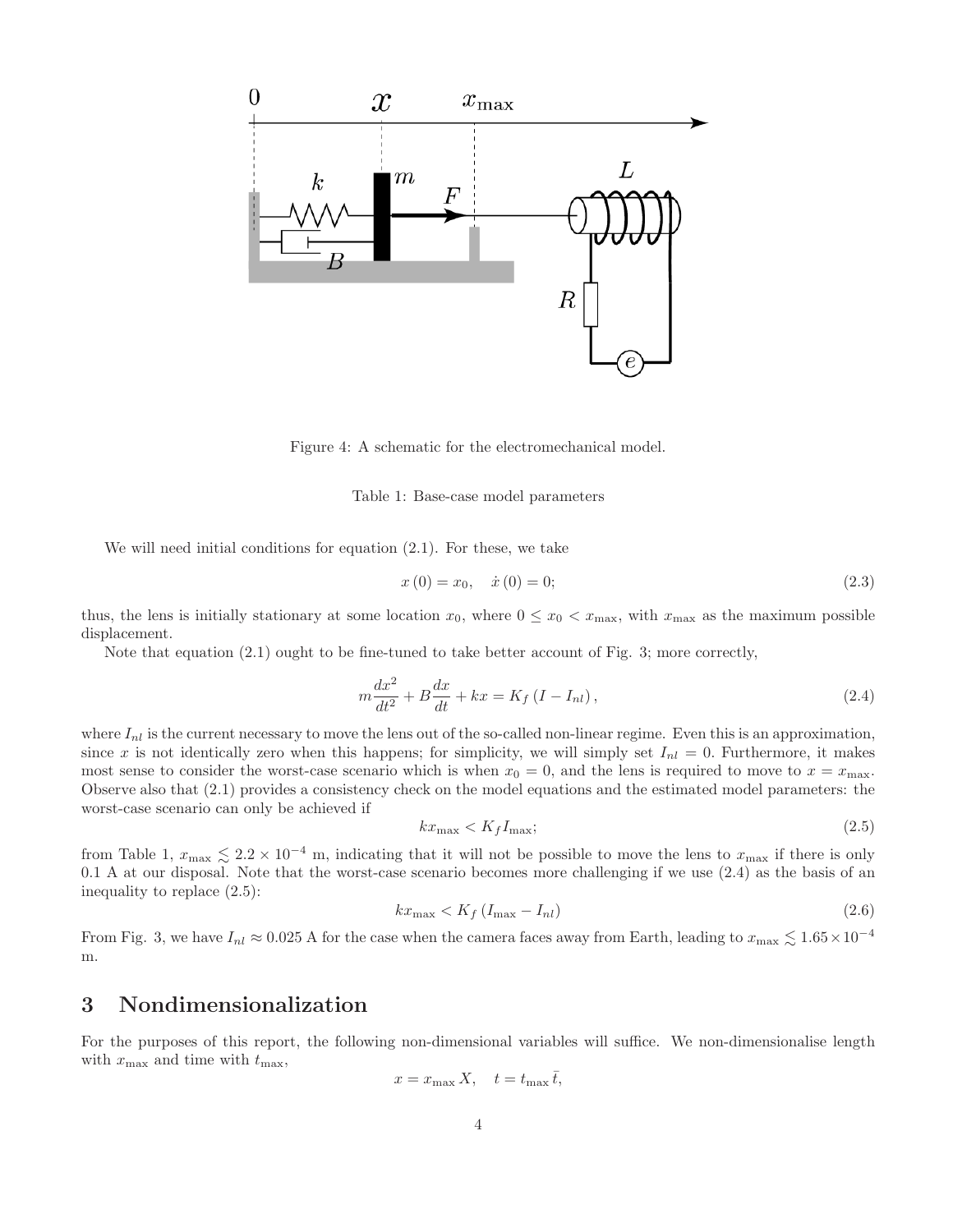Figure 4: A schematic for the electromechanical model.

Table 1: Base-case model parameters

We will need initial conditions for equation (2.1). For these, we take

$$x(0) = x_0, \quad \dot{x}(0) = 0; \tag{2.3}$$

thus, the lens is initially stationary at some location $x_0$, where $0 \leq x_0 < x_{\max}$, with $x_{\max}$ as the maximum possible displacement.

Note that equation (2.1) ought to be fine-tuned to take better account of Fig. 3; more correctly,

$$m\frac{dx^2}{dt^2} + B\frac{dx}{dt} + kx = K_f \left(I - I_{nl}\right), \tag{2.4}$$

where $I_{nl}$ is the current necessary to move the lens out of the so-called non-linear regime. Even this is an approximation, since $x$ is not identically zero when this happens; for simplicity, we will simply set $I_{nl} = 0$. Furthermore, it makes most sense to consider the worst-case scenario which is when $x_0 = 0$, and the lens is required to move to $x = x_{\max}$. Observe also that (2.1) provides a consistency check on the model equations and the estimated model parameters: the worst-case scenario can only be achieved if

$$kx_{\max} < K_f I_{\max}; \tag{2.5}$$

from Table 1, $x_{\max} \lesssim 2.2 \times 10^{-4}$ m, indicating that it will not be possible to move the lens to $x_{\max}$ if there is only 0.1 A at our disposal. Note that the worst-case scenario becomes more challenging if we use (2.4) as the basis of an inequality to replace (2.5):

$$kx_{\max} < K_f \left(I_{\max} - I_{nl}\right) \tag{2.6}$$

From Fig. 3, we have $I_{nl} \approx 0.025$ A for the case when the camera faces away from Earth, leading to $x_{\max} \lesssim 1.65 \times 10^{-4}$ m.

## 3 Nondimensionalization

For the purposes of this report, the following non-dimensional variables will suffice. We non-dimensionalise length with $x_{\max}$ and time with $t_{\max}$,

$$x = x_{\max} X, \quad t = t_{\max} \bar{t},$$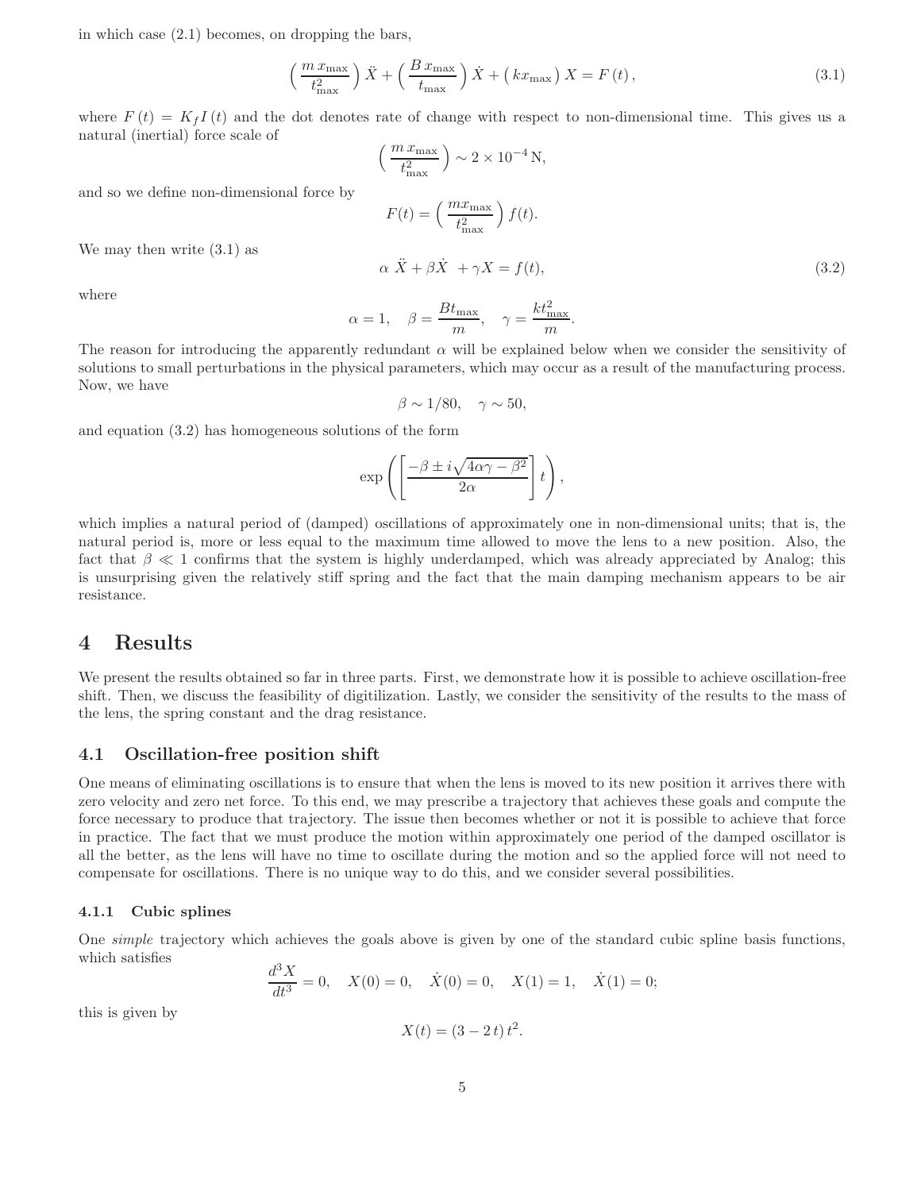in which case (2.1) becomes, on dropping the bars,

$$\left( \frac{m\, x_{\max}}{t_{\max}^2} \right) \ddot{X} + \left( \frac{B\, x_{\max}}{t_{\max}} \right) \dot{X} + \left( k x_{\max} \right) X = F\,(t)\,, \tag{3.1}$$

where $F\,(t) = K_f I\,(t)$ and the dot denotes rate of change with respect to non-dimensional time. This gives us a natural (inertial) force scale of

$$\left( \frac{m\, x_{\max}}{t_{\max}^2} \right) \sim 2 \times 10^{-4}\,\text{N},$$

and so we define non-dimensional force by

$$F(t) = \left( \frac{m x_{\max}}{t_{\max}^2} \right) f(t).$$

We may then write (3.1) as

$$\alpha\ \ddot{X} + \beta \dot{X}\ + \gamma X = f(t), \tag{3.2}$$

where

$$\alpha = 1, \quad \beta = \frac{B t_{\max}}{m}, \quad \gamma = \frac{k t_{\max}^2}{m}.$$

The reason for introducing the apparently redundant $\alpha$ will be explained below when we consider the sensitivity of solutions to small perturbations in the physical parameters, which may occur as a result of the manufacturing process. Now, we have

$$\beta \sim 1/80, \quad \gamma \sim 50,$$

and equation (3.2) has homogeneous solutions of the form

$$\exp\left( \left[ \frac{-\beta \pm i\sqrt{4\alpha\gamma - \beta^2}}{2\alpha} \right] t \right),$$

which implies a natural period of (damped) oscillations of approximately one in non-dimensional units; that is, the natural period is, more or less equal to the maximum time allowed to move the lens to a new position. Also, the fact that $\beta \ll 1$ confirms that the system is highly underdamped, which was already appreciated by Analog; this is unsurprising given the relatively stiff spring and the fact that the main damping mechanism appears to be air resistance.

# 4 Results

We present the results obtained so far in three parts. First, we demonstrate how it is possible to achieve oscillation-free shift. Then, we discuss the feasibility of digitilization. Lastly, we consider the sensitivity of the results to the mass of the lens, the spring constant and the drag resistance.

## 4.1 Oscillation-free position shift

One means of eliminating oscillations is to ensure that when the lens is moved to its new position it arrives there with zero velocity and zero net force. To this end, we may prescribe a trajectory that achieves these goals and compute the force necessary to produce that trajectory. The issue then becomes whether or not it is possible to achieve that force in practice. The fact that we must produce the motion within approximately one period of the damped oscillator is all the better, as the lens will have no time to oscillate during the motion and so the applied force will not need to compensate for oscillations. There is no unique way to do this, and we consider several possibilities.

### 4.1.1 Cubic splines

One *simple* trajectory which achieves the goals above is given by one of the standard cubic spline basis functions, which satisfies

$$\frac{d^3 X}{dt^3} = 0, \quad X(0) = 0, \quad \dot{X}(0) = 0, \quad X(1) = 1, \quad \dot{X}(1) = 0;$$

this is given by

$$X(t) = (3 - 2\,t)\,t^2.$$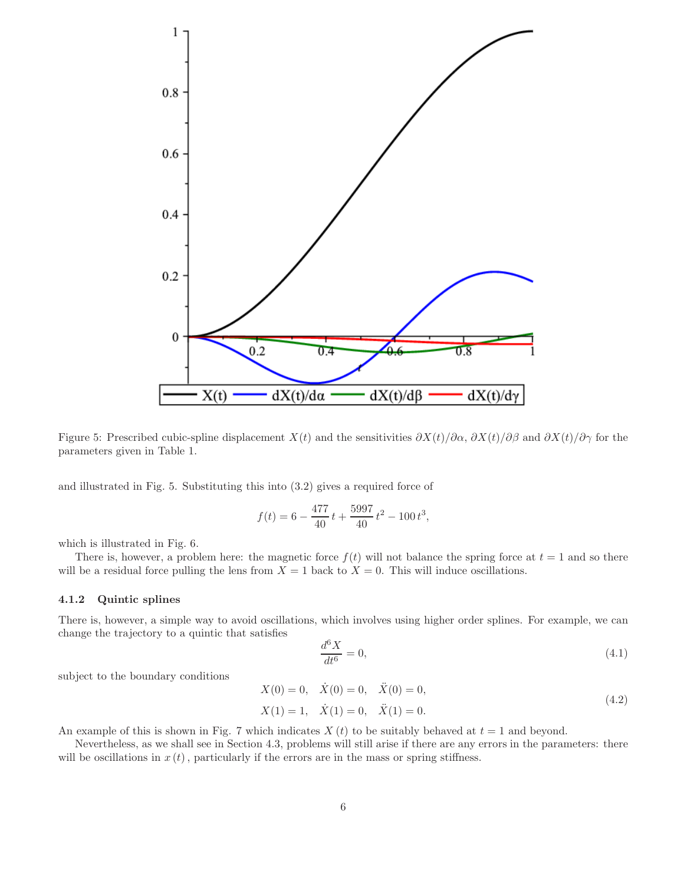Figure 5: Prescribed cubic-spline displacement $X(t)$ and the sensitivities $\partial X(t)/\partial\alpha$, $\partial X(t)/\partial\beta$ and $\partial X(t)/\partial\gamma$ for the parameters given in Table 1.

and illustrated in Fig. 5. Substituting this into (3.2) gives a required force of

$$f(t) = 6 - \frac{477}{40}\,t + \frac{5997}{40}\,t^2 - 100\,t^3,$$

which is illustrated in Fig. 6.

There is, however, a problem here: the magnetic force $f(t)$ will not balance the spring force at $t = 1$ and so there will be a residual force pulling the lens from $X = 1$ back to $X = 0$. This will induce oscillations.

### 4.1.2 Quintic splines

There is, however, a simple way to avoid oscillations, which involves using higher order splines. For example, we can change the trajectory to a quintic that satisfies

$$\frac{d^6X}{dt^6} = 0, \tag{4.1}$$

subject to the boundary conditions

$$\begin{aligned} X(0) = 0, \quad \dot{X}(0) = 0, \quad \ddot{X}(0) = 0, \\ X(1) = 1, \quad \dot{X}(1) = 0, \quad \ddot{X}(1) = 0. \end{aligned} \tag{4.2}$$

An example of this is shown in Fig. 7 which indicates $X(t)$ to be suitably behaved at $t = 1$ and beyond.

Nevertheless, as we shall see in Section 4.3, problems will still arise if there are any errors in the parameters: there will be oscillations in $x(t)$, particularly if the errors are in the mass or spring stiffness.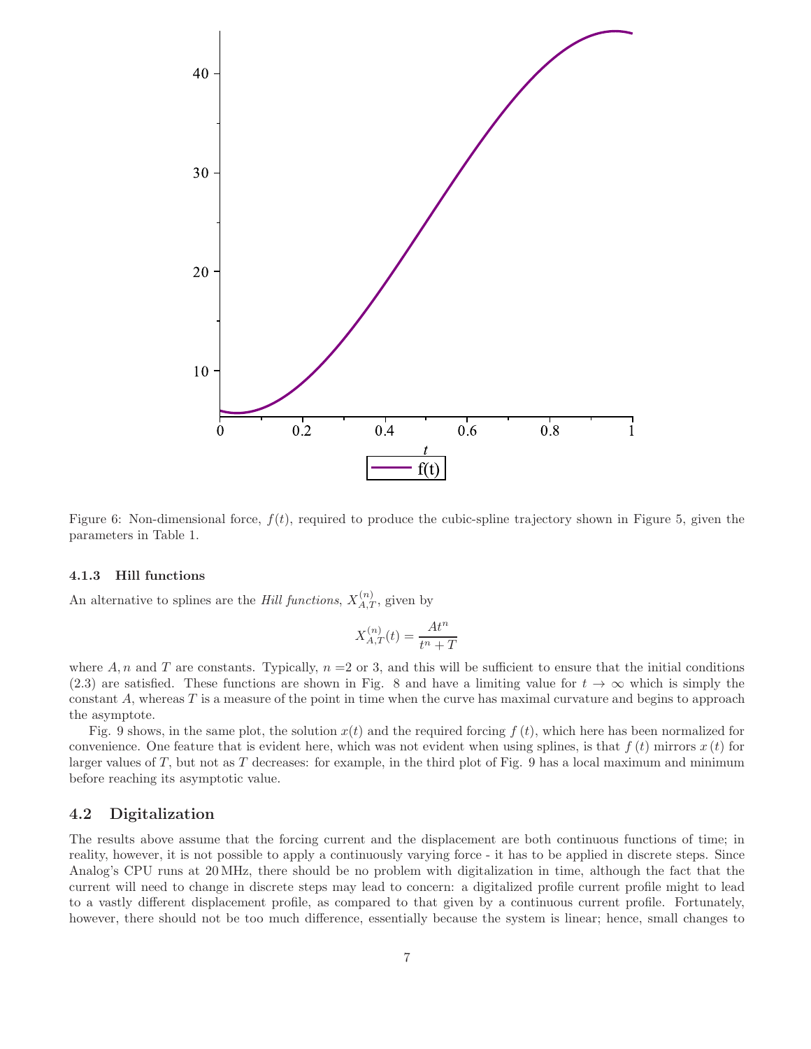Figure 6: Non-dimensional force, $f(t)$, required to produce the cubic-spline trajectory shown in Figure 5, given the parameters in Table 1.

#### 4.1.3 Hill functions

An alternative to splines are the *Hill functions*, $X_{A,T}^{(n)}$, given by

$$X_{A,T}^{(n)}(t) = \frac{At^n}{t^n + T}$$

where $A, n$ and $T$ are constants. Typically, $n$ =2 or 3, and this will be sufficient to ensure that the initial conditions (2.3) are satisfied. These functions are shown in Fig. 8 and have a limiting value for $t \to \infty$ which is simply the constant $A$, whereas $T$ is a measure of the point in time when the curve has maximal curvature and begins to approach the asymptote.

Fig. 9 shows, in the same plot, the solution $x(t)$ and the required forcing $f(t)$, which here has been normalized for convenience. One feature that is evident here, which was not evident when using splines, is that $f(t)$ mirrors $x(t)$ for larger values of $T$, but not as $T$ decreases: for example, in the third plot of Fig. 9 has a local maximum and minimum before reaching its asymptotic value.

### 4.2 Digitalization

The results above assume that the forcing current and the displacement are both continuous functions of time; in reality, however, it is not possible to apply a continuously varying force - it has to be applied in discrete steps. Since Analog's CPU runs at 20 MHz, there should be no problem with digitalization in time, although the fact that the current will need to change in discrete steps may lead to concern: a digitalized profile current profile might to lead to a vastly different displacement profile, as compared to that given by a continuous current profile. Fortunately, however, there should not be too much difference, essentially because the system is linear; hence, small changes to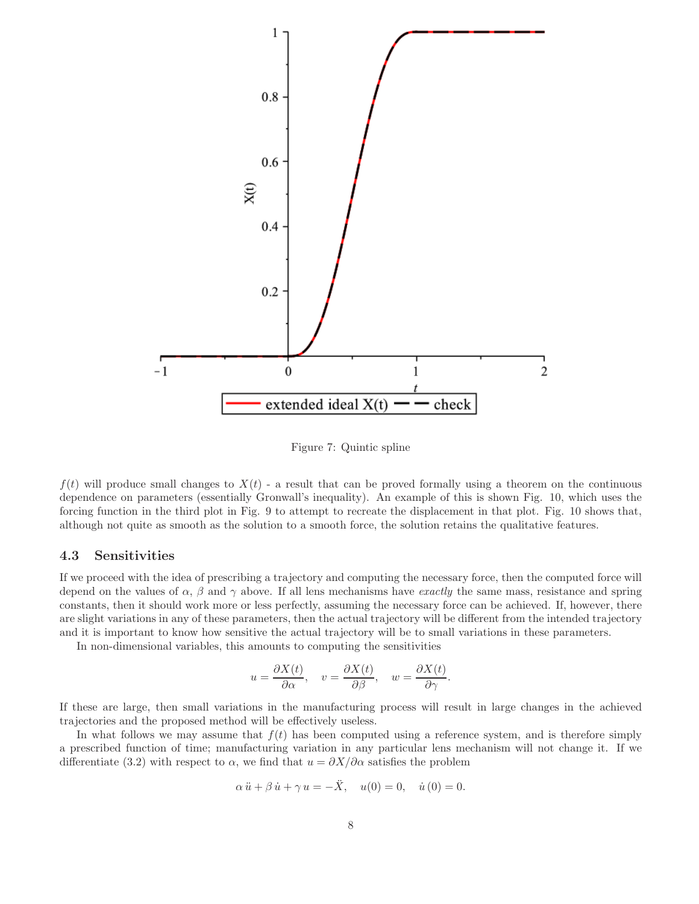Figure 7: Quintic spline

$f(t)$ will produce small changes to $X(t)$ - a result that can be proved formally using a theorem on the continuous dependence on parameters (essentially Gronwall's inequality). An example of this is shown Fig. 10, which uses the forcing function in the third plot in Fig. 9 to attempt to recreate the displacement in that plot. Fig. 10 shows that, although not quite as smooth as the solution to a smooth force, the solution retains the qualitative features.

### 4.3 Sensitivities

If we proceed with the idea of prescribing a trajectory and computing the necessary force, then the computed force will depend on the values of $\alpha$, $\beta$ and $\gamma$ above. If all lens mechanisms have *exactly* the same mass, resistance and spring constants, then it should work more or less perfectly, assuming the necessary force can be achieved. If, however, there are slight variations in any of these parameters, then the actual trajectory will be different from the intended trajectory and it is important to know how sensitive the actual trajectory will be to small variations in these parameters.

In non-dimensional variables, this amounts to computing the sensitivities

$$u = \frac{\partial X(t)}{\partial \alpha}, \quad v = \frac{\partial X(t)}{\partial \beta}, \quad w = \frac{\partial X(t)}{\partial \gamma}.$$

If these are large, then small variations in the manufacturing process will result in large changes in the achieved trajectories and the proposed method will be effectively useless.

In what follows we may assume that $f(t)$ has been computed using a reference system, and is therefore simply a prescribed function of time; manufacturing variation in any particular lens mechanism will not change it. If we differentiate (3.2) with respect to $\alpha$, we find that $u = \partial X/\partial \alpha$ satisfies the problem

$$\alpha\,\ddot{u} + \beta\,\dot{u} + \gamma\,u = -\ddot{X}, \quad u(0) = 0, \quad \dot{u}\,(0) = 0.$$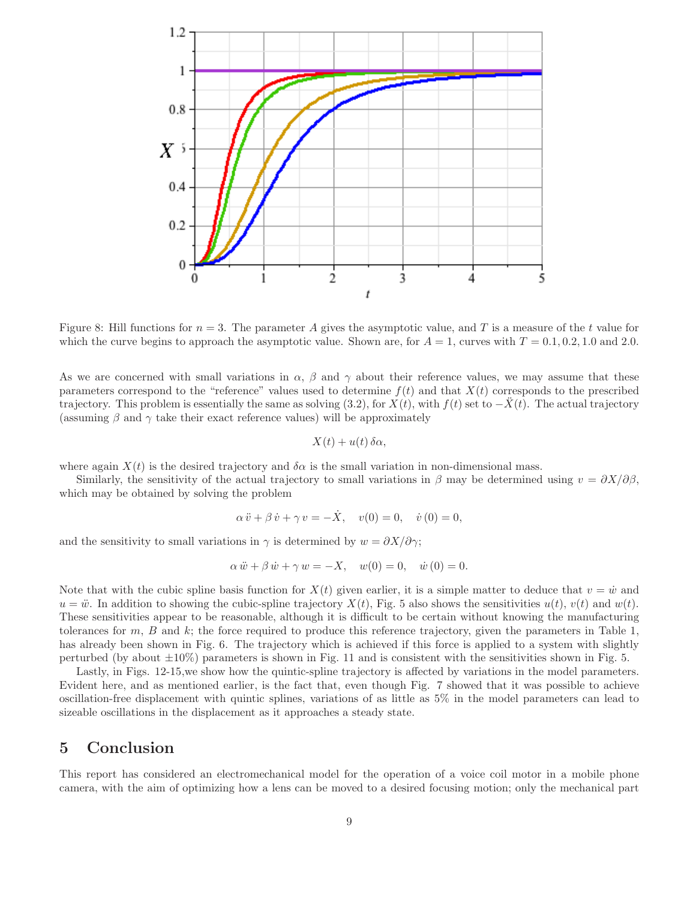Figure 8: Hill functions for $n = 3$. The parameter $A$ gives the asymptotic value, and $T$ is a measure of the $t$ value for which the curve begins to approach the asymptotic value. Shown are, for $A = 1$, curves with $T = 0.1, 0.2, 1.0$ and $2.0$.

As we are concerned with small variations in $\alpha$, $\beta$ and $\gamma$ about their reference values, we may assume that these parameters correspond to the "reference" values used to determine $f(t)$ and that $X(t)$ corresponds to the prescribed trajectory. This problem is essentially the same as solving (3.2), for $X(t)$, with $f(t)$ set to $-\ddot{X}(t)$. The actual trajectory (assuming $\beta$ and $\gamma$ take their exact reference values) will be approximately

$$X(t) + u(t)\,\delta\alpha,$$

where again $X(t)$ is the desired trajectory and $\delta\alpha$ is the small variation in non-dimensional mass.

Similarly, the sensitivity of the actual trajectory to small variations in $\beta$ may be determined using $v = \partial X/\partial\beta$, which may be obtained by solving the problem

$$\alpha\,\ddot{v} + \beta\,\dot{v} + \gamma\,v = -\dot{X}, \quad v(0) = 0, \quad \dot{v}\,(0) = 0,$$

and the sensitivity to small variations in $\gamma$ is determined by $w = \partial X/\partial\gamma$;

$$\alpha\,\ddot{w} + \beta\,\dot{w} + \gamma\,w = -X, \quad w(0) = 0, \quad \dot{w}\,(0) = 0.$$

Note that with the cubic spline basis function for $X(t)$ given earlier, it is a simple matter to deduce that $v = \dot{w}$ and $u = \ddot{w}$. In addition to showing the cubic-spline trajectory $X(t)$, Fig. 5 also shows the sensitivities $u(t)$, $v(t)$ and $w(t)$. These sensitivities appear to be reasonable, although it is difficult to be certain without knowing the manufacturing tolerances for $m$, $B$ and $k$; the force required to produce this reference trajectory, given the parameters in Table 1, has already been shown in Fig. 6. The trajectory which is achieved if this force is applied to a system with slightly perturbed (by about $\pm 10\%$) parameters is shown in Fig. 11 and is consistent with the sensitivities shown in Fig. 5.

Lastly, in Figs. 12-15,we show how the quintic-spline trajectory is affected by variations in the model parameters. Evident here, and as mentioned earlier, is the fact that, even though Fig. 7 showed that it was possible to achieve oscillation-free displacement with quintic splines, variations of as little as 5% in the model parameters can lead to sizeable oscillations in the displacement as it approaches a steady state.

## 5 Conclusion

This report has considered an electromechanical model for the operation of a voice coil motor in a mobile phone camera, with the aim of optimizing how a lens can be moved to a desired focusing motion; only the mechanical part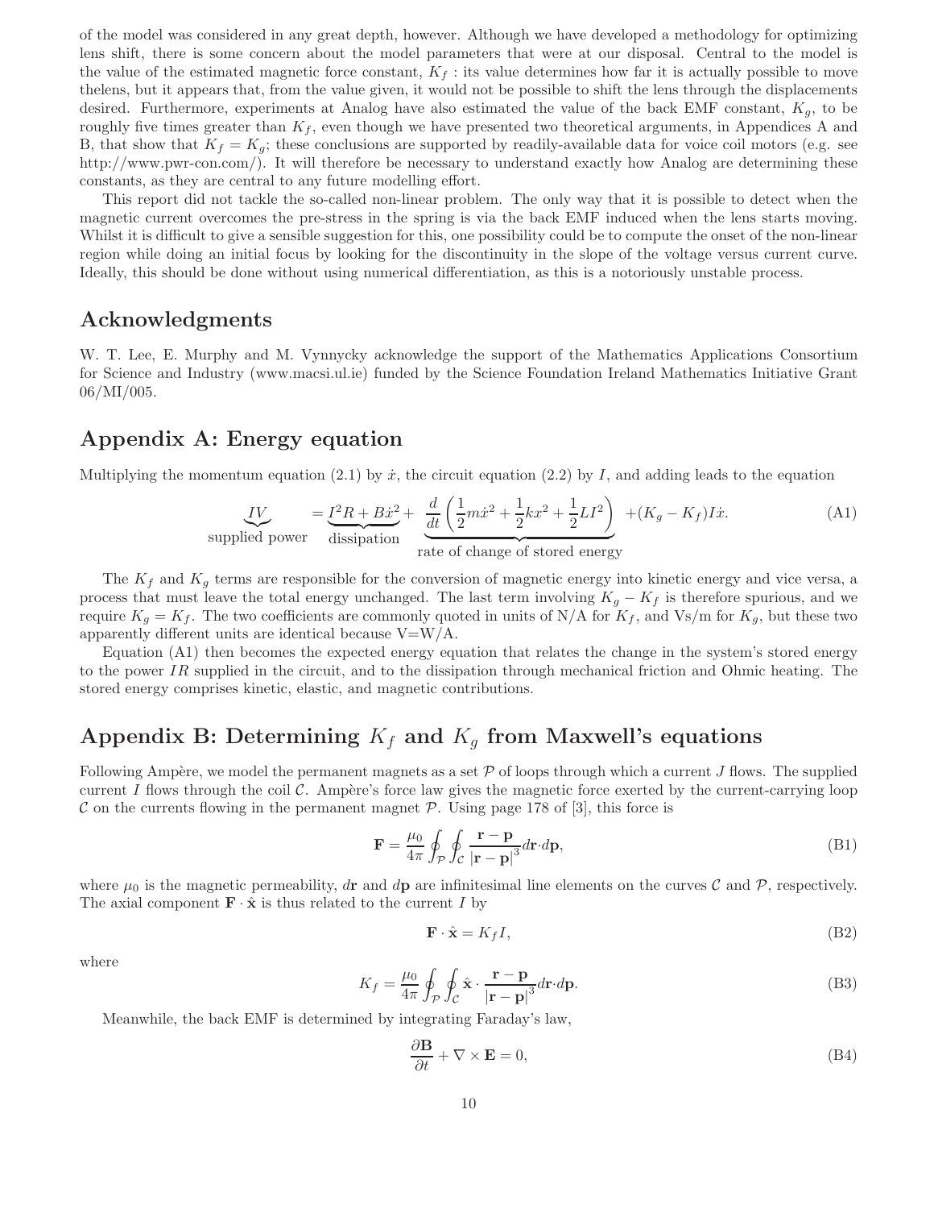of the model was considered in any great depth, however. Although we have developed a methodology for optimizing lens shift, there is some concern about the model parameters that were at our disposal. Central to the model is the value of the estimated magnetic force constant, $K_f$ : its value determines how far it is actually possible to move thelens, but it appears that, from the value given, it would not be possible to shift the lens through the displacements desired. Furthermore, experiments at Analog have also estimated the value of the back EMF constant, $K_g$, to be roughly five times greater than $K_f$, even though we have presented two theoretical arguments, in Appendices A and B, that show that $K_f = K_g$; these conclusions are supported by readily-available data for voice coil motors (e.g. see http://www.pwr-con.com/). It will therefore be necessary to understand exactly how Analog are determining these constants, as they are central to any future modelling effort.

This report did not tackle the so-called non-linear problem. The only way that it is possible to detect when the magnetic current overcomes the pre-stress in the spring is via the back EMF induced when the lens starts moving. Whilst it is difficult to give a sensible suggestion for this, one possibility could be to compute the onset of the non-linear region while doing an initial focus by looking for the discontinuity in the slope of the voltage versus current curve. Ideally, this should be done without using numerical differentiation, as this is a notoriously unstable process.

## Acknowledgments

W. T. Lee, E. Murphy and M. Vynnycky acknowledge the support of the Mathematics Applications Consortium for Science and Industry (www.macsi.ul.ie) funded by the Science Foundation Ireland Mathematics Initiative Grant 06/MI/005.

## Appendix A: Energy equation

Multiplying the momentum equation (2.1) by $\dot{x}$, the circuit equation (2.2) by $I$, and adding leads to the equation

$$\underbrace{IV}_{\text{supplied power}} = \underbrace{I^2R + B\dot{x}^2}_{\text{dissipation}} + \underbrace{\frac{d}{dt}\left(\frac{1}{2}m\dot{x}^2 + \frac{1}{2}kx^2 + \frac{1}{2}LI^2\right)}_{\text{rate of change of stored energy}} + (K_g - K_f)I\dot{x}. \tag{A1}$$

The $K_f$ and $K_g$ terms are responsible for the conversion of magnetic energy into kinetic energy and vice versa, a process that must leave the total energy unchanged. The last term involving $K_g - K_f$ is therefore spurious, and we require $K_g = K_f$. The two coefficients are commonly quoted in units of N/A for $K_f$, and Vs/m for $K_g$, but these two apparently different units are identical because V=W/A.

Equation (A1) then becomes the expected energy equation that relates the change in the system's stored energy to the power $IR$ supplied in the circuit, and to the dissipation through mechanical friction and Ohmic heating. The stored energy comprises kinetic, elastic, and magnetic contributions.

## Appendix B: Determining $K_f$ and $K_g$ from Maxwell's equations

Following Ampère, we model the permanent magnets as a set $\mathcal{P}$ of loops through which a current $J$ flows. The supplied current $I$ flows through the coil $\mathcal{C}$. Ampère's force law gives the magnetic force exerted by the current-carrying loop $\mathcal{C}$ on the currents flowing in the permanent magnet $\mathcal{P}$. Using page 178 of [3], this force is

$$\mathbf{F} = \frac{\mu_0}{4\pi}\oint_{\mathcal{P}}\oint_{\mathcal{C}}\frac{\mathbf{r}-\mathbf{p}}{|\mathbf{r}-\mathbf{p}|^3}d\mathbf{r}\cdot d\mathbf{p}, \tag{B1}$$

where $\mu_0$ is the magnetic permeability, $d\mathbf{r}$ and $d\mathbf{p}$ are infinitesimal line elements on the curves $\mathcal{C}$ and $\mathcal{P}$, respectively. The axial component $\mathbf{F}\cdot\hat{\mathbf{x}}$ is thus related to the current $I$ by

$$\mathbf{F}\cdot\hat{\mathbf{x}} = K_f I, \tag{B2}$$

where

$$K_f = \frac{\mu_0}{4\pi}\oint_{\mathcal{P}}\oint_{\mathcal{C}}\hat{\mathbf{x}}\cdot\frac{\mathbf{r}-\mathbf{p}}{|\mathbf{r}-\mathbf{p}|^3}d\mathbf{r}\cdot d\mathbf{p}. \tag{B3}$$

Meanwhile, the back EMF is determined by integrating Faraday's law,

$$\frac{\partial \mathbf{B}}{\partial t} + \nabla\times\mathbf{E} = 0, \tag{B4}$$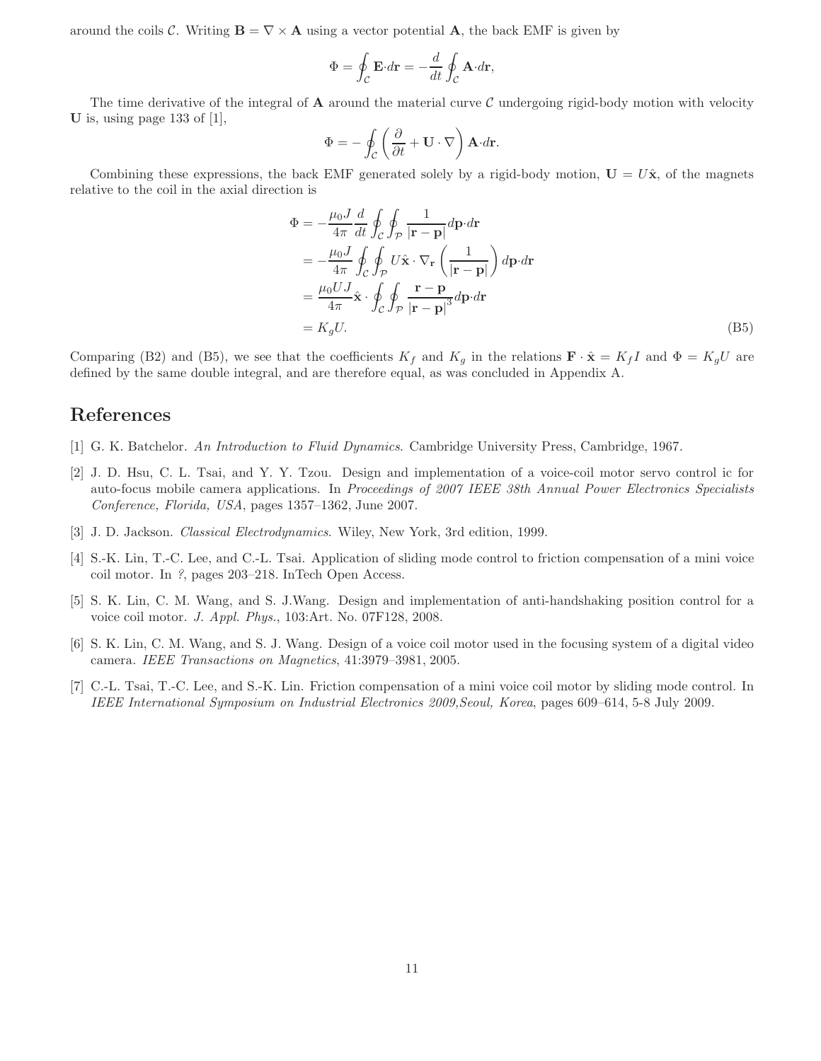around the coils $\mathcal{C}$. Writing $\mathbf{B} = \nabla \times \mathbf{A}$ using a vector potential $\mathbf{A}$, the back EMF is given by

$$\Phi = \oint_{\mathcal{C}} \mathbf{E}\cdot d\mathbf{r} = -\frac{d}{dt}\oint_{\mathcal{C}} \mathbf{A}\cdot d\mathbf{r},$$

The time derivative of the integral of $\mathbf{A}$ around the material curve $\mathcal{C}$ undergoing rigid-body motion with velocity $\mathbf{U}$ is, using page 133 of [1],

$$\Phi = -\oint_{\mathcal{C}} \left(\frac{\partial}{\partial t} + \mathbf{U}\cdot\nabla\right)\mathbf{A}\cdot d\mathbf{r}.$$

Combining these expressions, the back EMF generated solely by a rigid-body motion, $\mathbf{U} = U\hat{\mathbf{x}}$, of the magnets relative to the coil in the axial direction is

$$\begin{aligned}
\Phi &= -\frac{\mu_0 J}{4\pi}\frac{d}{dt}\oint_{\mathcal{C}}\oint_{\mathcal{P}} \frac{1}{|\mathbf{r}-\mathbf{p}|} d\mathbf{p}\cdot d\mathbf{r} \\
&= -\frac{\mu_0 J}{4\pi}\oint_{\mathcal{C}}\oint_{\mathcal{P}} U\hat{\mathbf{x}}\cdot\nabla_{\mathbf{r}}\left(\frac{1}{|\mathbf{r}-\mathbf{p}|}\right) d\mathbf{p}\cdot d\mathbf{r} \\
&= \frac{\mu_0 U J}{4\pi}\hat{\mathbf{x}}\cdot\oint_{\mathcal{C}}\oint_{\mathcal{P}} \frac{\mathbf{r}-\mathbf{p}}{|\mathbf{r}-\mathbf{p}|^3} d\mathbf{p}\cdot d\mathbf{r} \\
&= K_g U.
\end{aligned} \tag{B5}$$

Comparing (B2) and (B5), we see that the coefficients $K_f$ and $K_g$ in the relations $\mathbf{F}\cdot\hat{\mathbf{x}} = K_f I$ and $\Phi = K_g U$ are defined by the same double integral, and are therefore equal, as was concluded in Appendix A.

# References

[1] G. K. Batchelor. *An Introduction to Fluid Dynamics*. Cambridge University Press, Cambridge, 1967.

[2] J. D. Hsu, C. L. Tsai, and Y. Y. Tzou. Design and implementation of a voice-coil motor servo control ic for auto-focus mobile camera applications. In *Proceedings of 2007 IEEE 38th Annual Power Electronics Specialists Conference, Florida, USA*, pages 1357–1362, June 2007.

[3] J. D. Jackson. *Classical Electrodynamics*. Wiley, New York, 3rd edition, 1999.

[4] S.-K. Lin, T.-C. Lee, and C.-L. Tsai. Application of sliding mode control to friction compensation of a mini voice coil motor. In *?*, pages 203–218. InTech Open Access.

[5] S. K. Lin, C. M. Wang, and S. J.Wang. Design and implementation of anti-handshaking position control for a voice coil motor. *J. Appl. Phys.*, 103:Art. No. 07F128, 2008.

[6] S. K. Lin, C. M. Wang, and S. J. Wang. Design of a voice coil motor used in the focusing system of a digital video camera. *IEEE Transactions on Magnetics*, 41:3979–3981, 2005.

[7] C.-L. Tsai, T.-C. Lee, and S.-K. Lin. Friction compensation of a mini voice coil motor by sliding mode control. In *IEEE International Symposium on Industrial Electronics 2009,Seoul, Korea*, pages 609–614, 5-8 July 2009.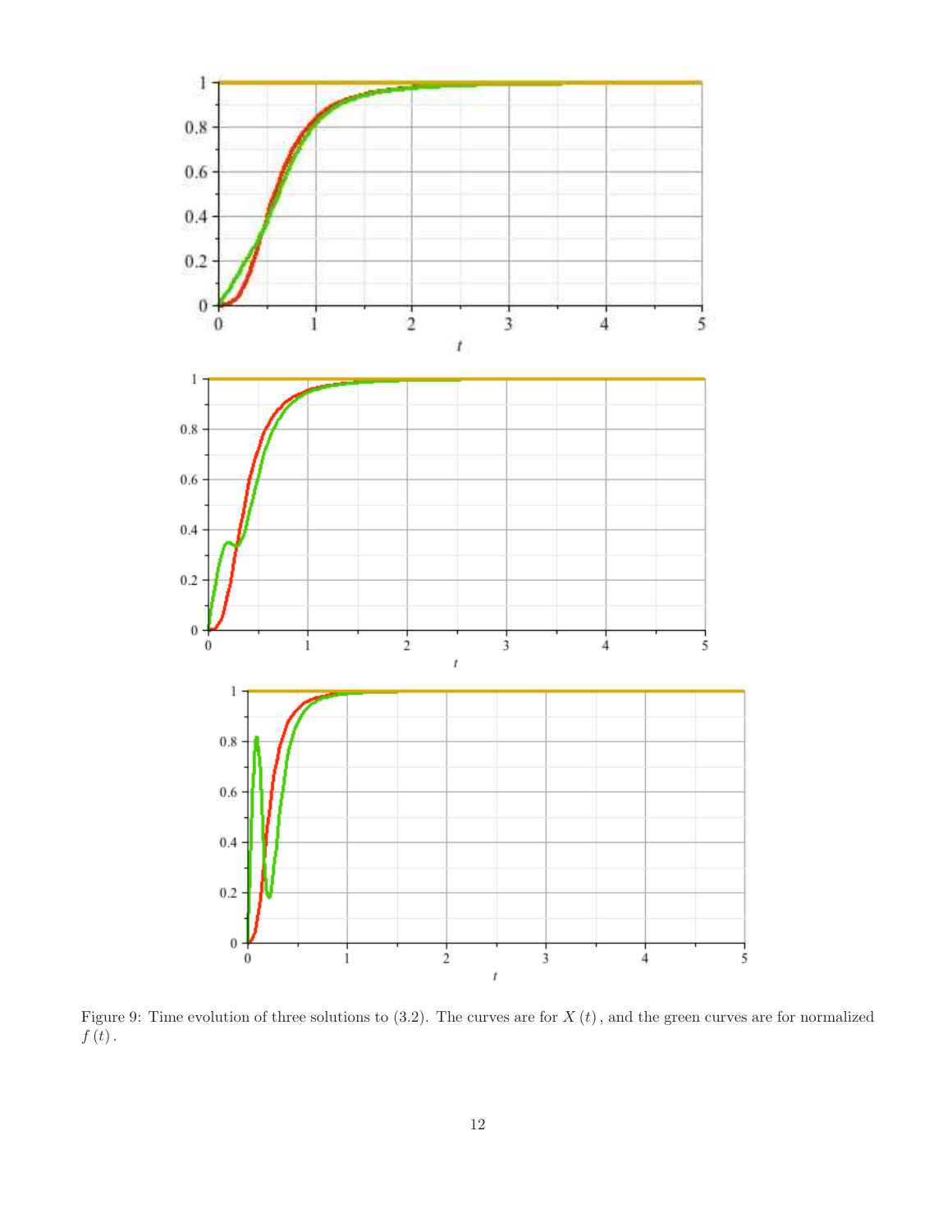Figure 9: Time evolution of three solutions to (3.2). The curves are for $X(t)$, and the green curves are for normalized $f(t)$.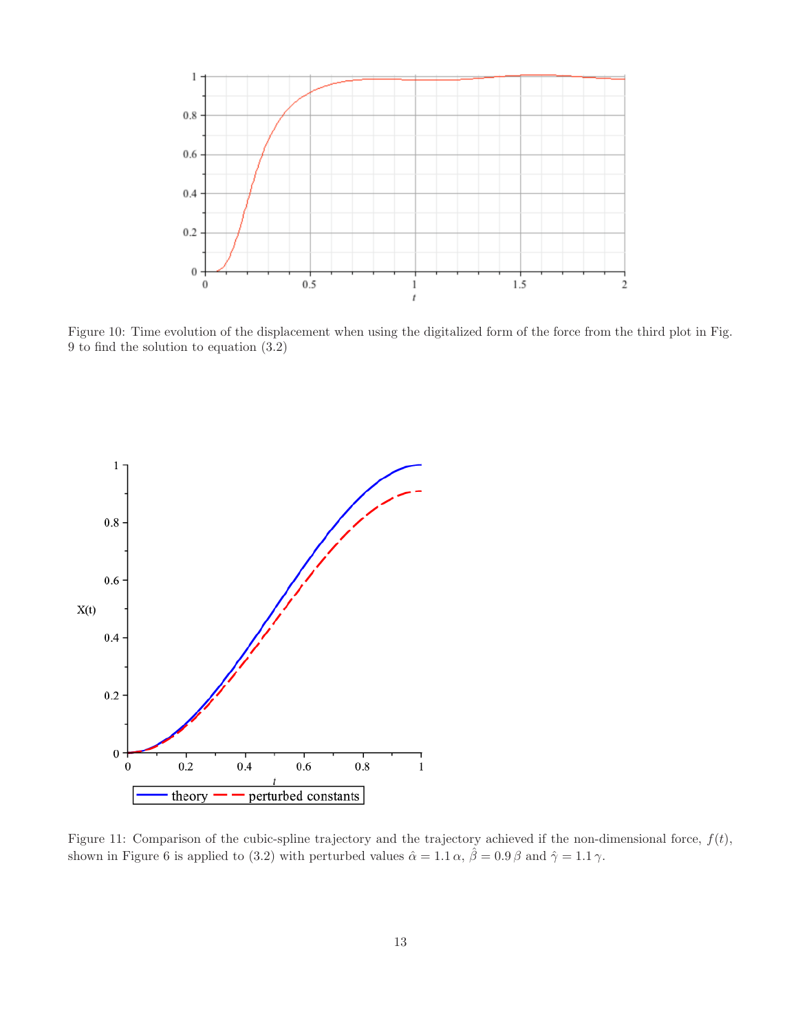Figure 10: Time evolution of the displacement when using the digitalized form of the force from the third plot in Fig. 9 to find the solution to equation (3.2)

Figure 11: Comparison of the cubic-spline trajectory and the trajectory achieved if the non-dimensional force, $f(t)$, shown in Figure 6 is applied to (3.2) with perturbed values $\hat{\alpha} = 1.1\,\alpha$, $\hat{\beta} = 0.9\,\beta$ and $\hat{\gamma} = 1.1\,\gamma$.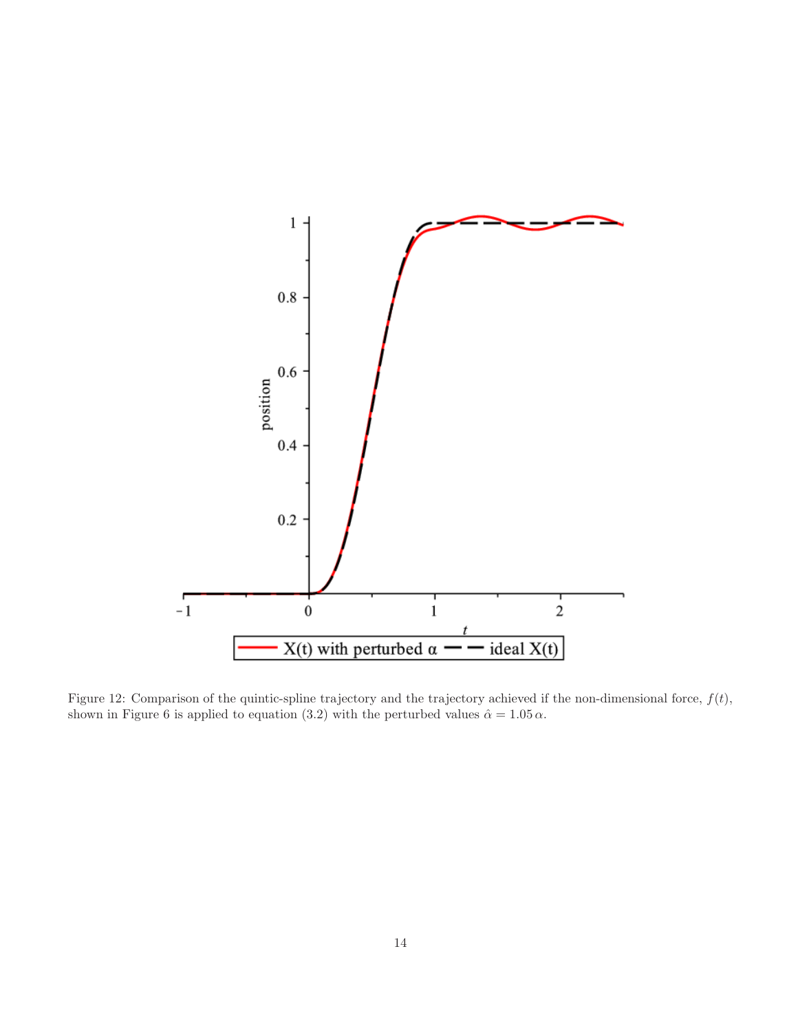Figure 12: Comparison of the quintic-spline trajectory and the trajectory achieved if the non-dimensional force, $f(t)$, shown in Figure 6 is applied to equation (3.2) with the perturbed values $\hat{\alpha} = 1.05\,\alpha$.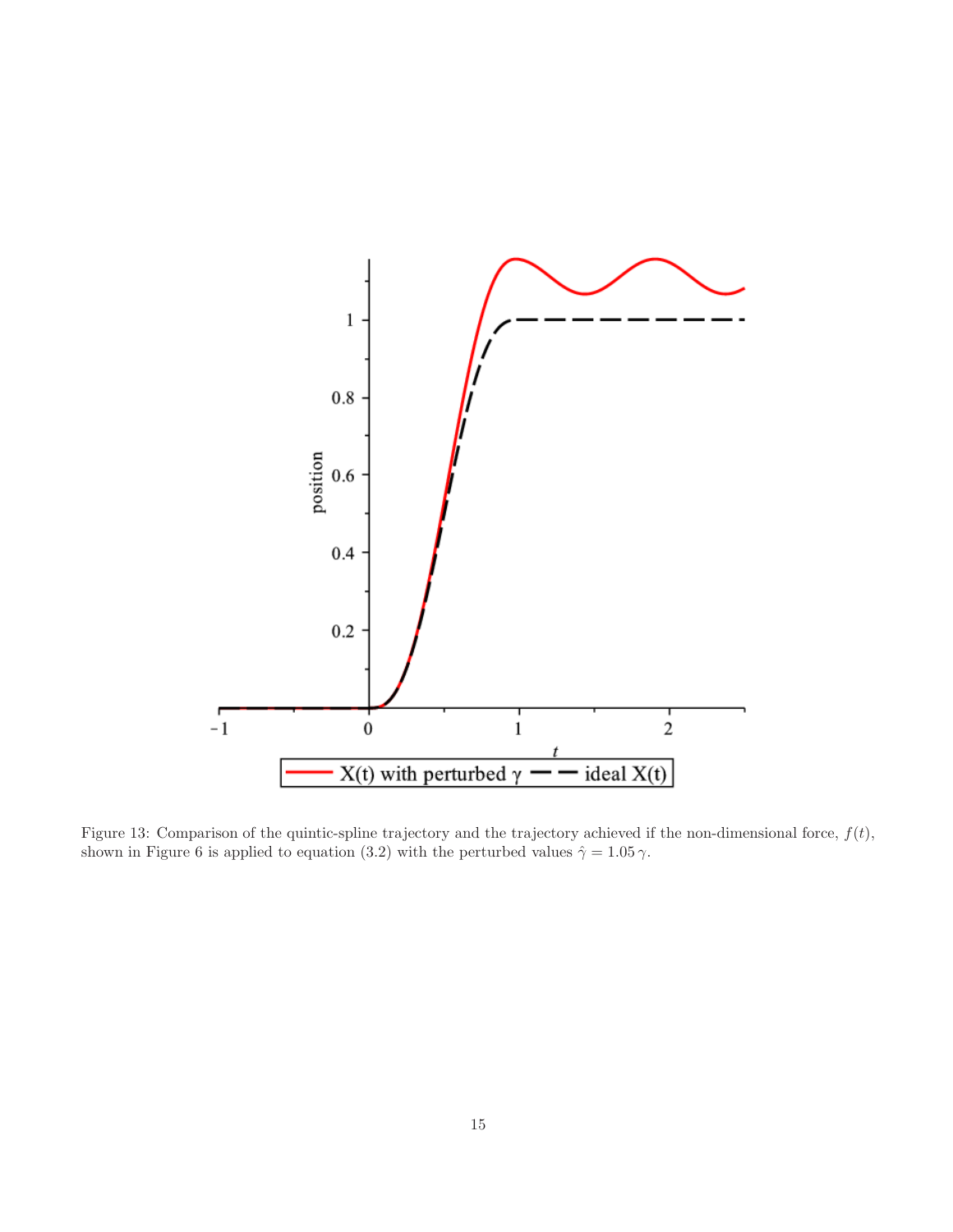Figure 13: Comparison of the quintic-spline trajectory and the trajectory achieved if the non-dimensional force, $f(t)$, shown in Figure 6 is applied to equation (3.2) with the perturbed values $\hat{\gamma} = 1.05\,\gamma$.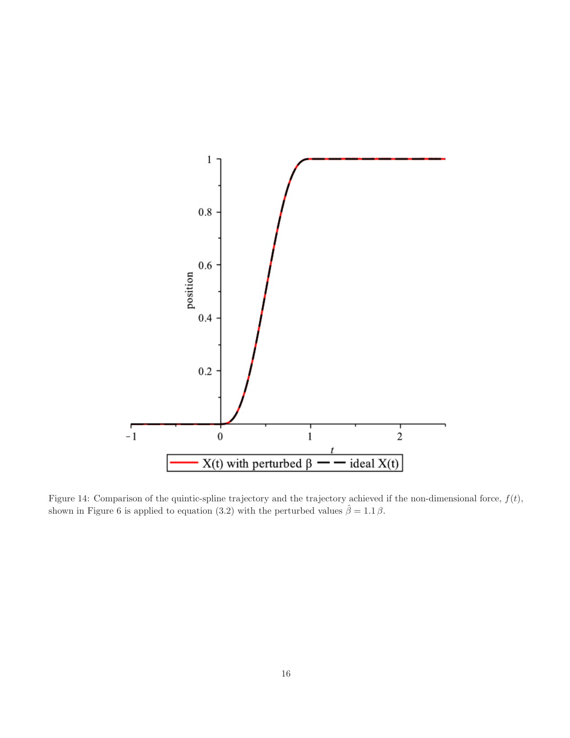Figure 14: Comparison of the quintic-spline trajectory and the trajectory achieved if the non-dimensional force, $f(t)$, shown in Figure 6 is applied to equation (3.2) with the perturbed values $\hat{\beta} = 1.1\,\beta$.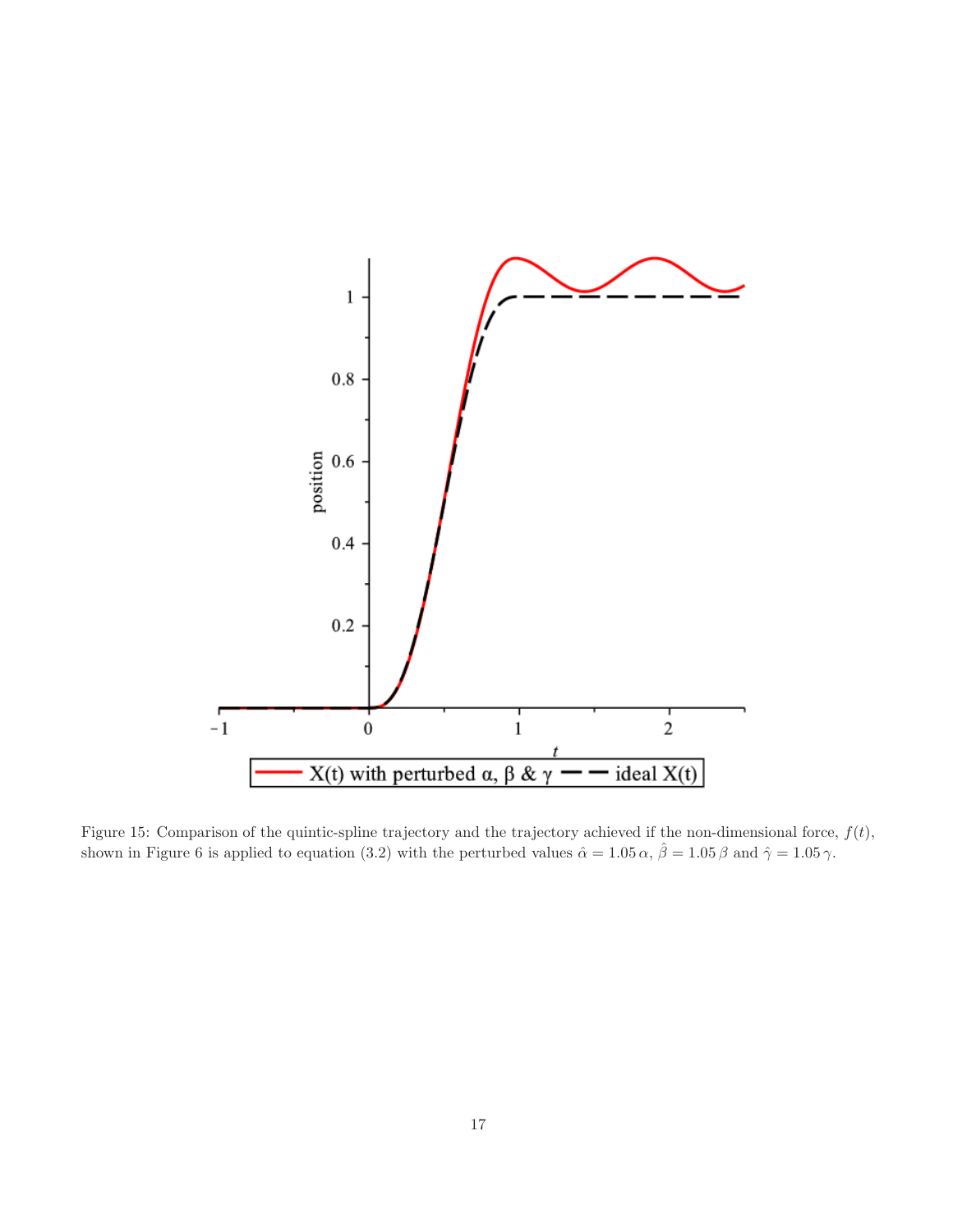position

1

0.8

0.6

0.4

0.2

-1

0

1

2

$t$

X(t) with perturbed α, β & γ

ideal X(t)

Figure 15: Comparison of the quintic-spline trajectory and the trajectory achieved if the non-dimensional force, $f(t)$, shown in Figure 6 is applied to equation (3.2) with the perturbed values $\hat{\alpha} = 1.05\,\alpha$, $\hat{\beta} = 1.05\,\beta$ and $\hat{\gamma} = 1.05\,\gamma$.